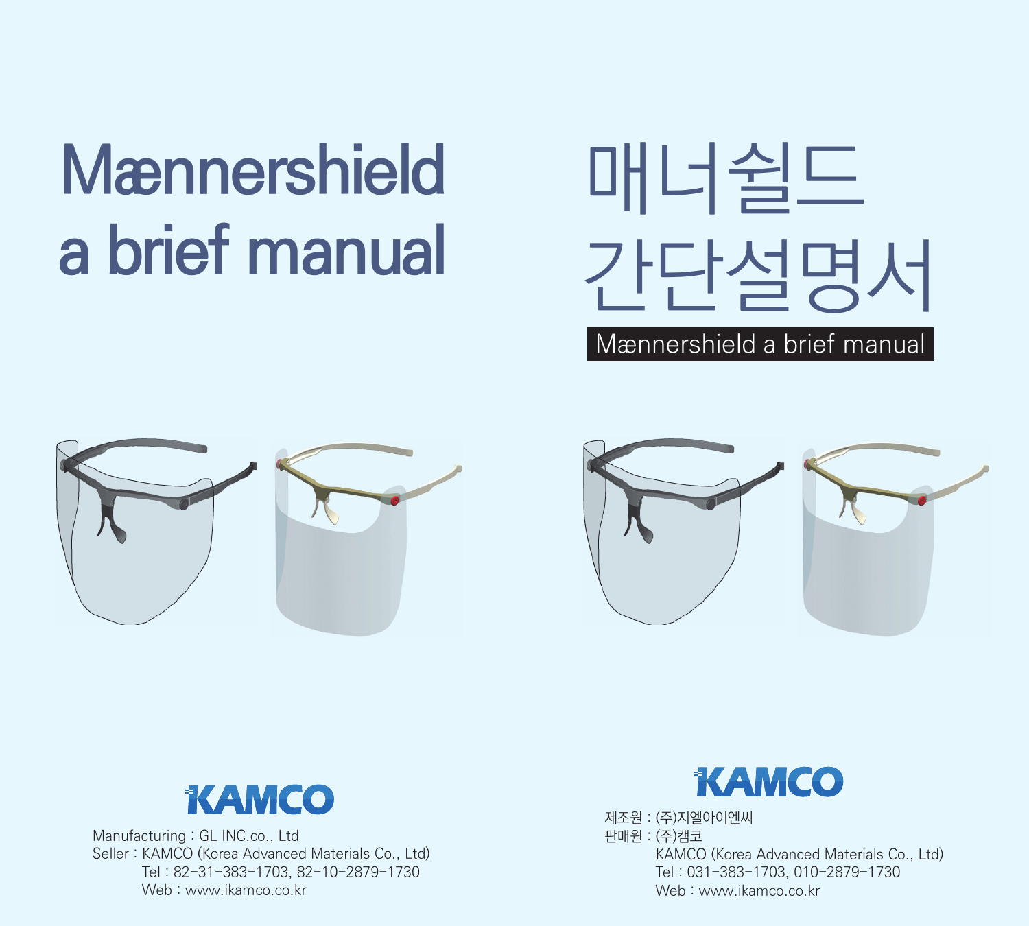# Mænnershield a brief manual

KAMCO

Manufacturing : GL INC.co., Ltd
Seller : KAMCO (Korea Advanced Materials Co., Ltd)
Tel : 82-31-383-1703, 82-10-2879-1730
Web : www.ikamco.co.kr

# 매너쉴드 간단설명서

Mænnershield a brief manual

KAMCO

제조원 : (주)지엘아이엔씨
판매원 : (주)캠코
KAMCO (Korea Advanced Materials Co., Ltd)
Tel : 031-383-1703, 010-2879-1730
Web : www.ikamco.co.kr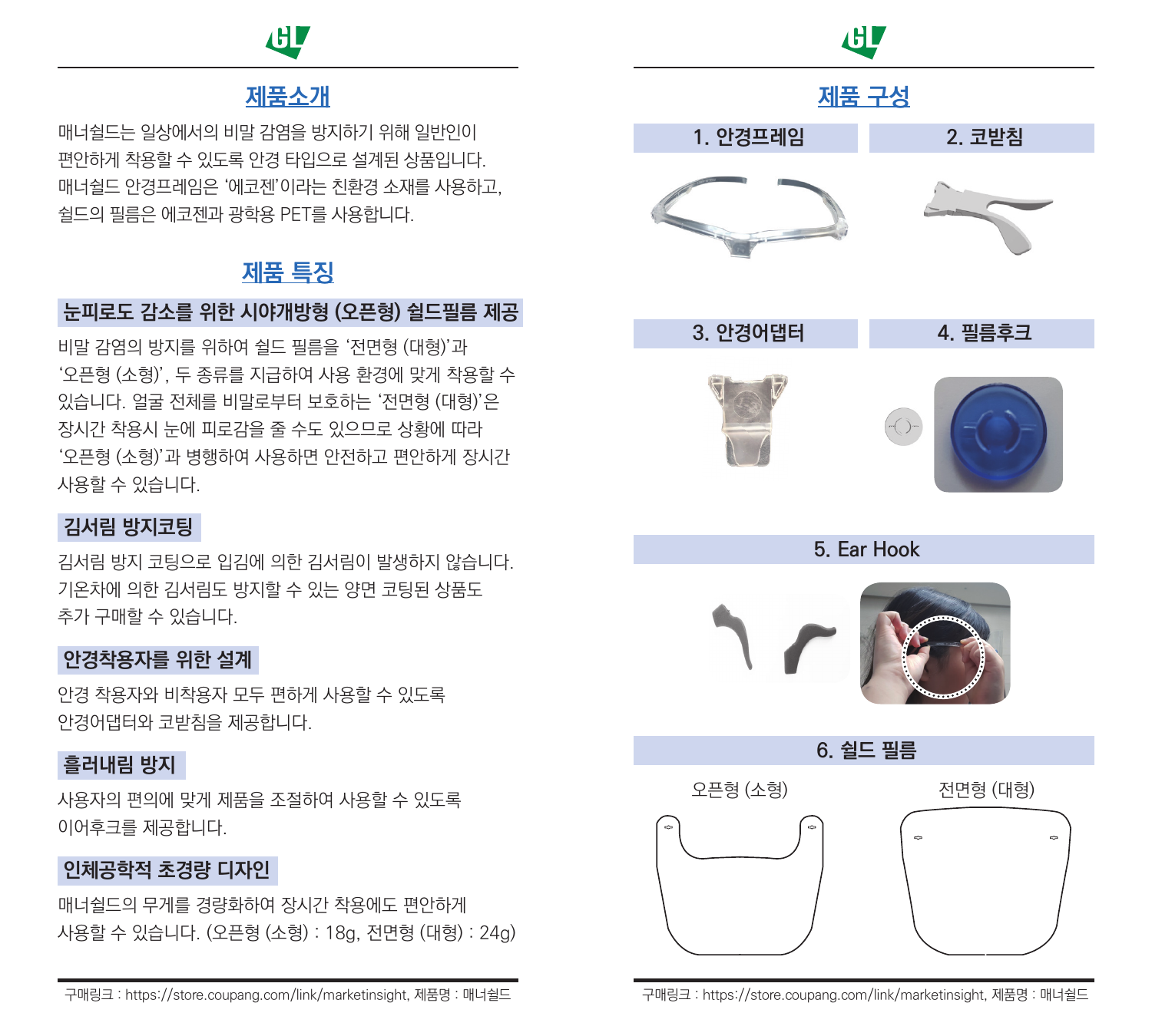## 제품소개

매너쉴드는 일상에서의 비말 감염을 방지하기 위해 일반인이 편안하게 착용할 수 있도록 안경 타입으로 설계된 상품입니다. 매너쉴드 안경프레임은 '에코젠'이라는 친환경 소재를 사용하고, 쉴드의 필름은 에코젠과 광학용 PET를 사용합니다.

## 제품 특징

### 눈피로도 감소를 위한 시야개방형 (오픈형) 쉴드필름 제공

비말 감염의 방지를 위하여 쉴드 필름을 '전면형 (대형)'과 '오픈형 (소형)', 두 종류를 지급하여 사용 환경에 맞게 착용할 수 있습니다. 얼굴 전체를 비말로부터 보호하는 '전면형 (대형)'은 장시간 착용시 눈에 피로감을 줄 수도 있으므로 상황에 따라 '오픈형 (소형)'과 병행하여 사용하면 안전하고 편안하게 장시간 사용할 수 있습니다.

### 김서림 방지코팅

김서림 방지 코팅으로 입김에 의한 김서림이 발생하지 않습니다. 기온차에 의한 김서림도 방지할 수 있는 양면 코팅된 상품도 추가 구매할 수 있습니다.

### 안경착용자를 위한 설계

안경 착용자와 비착용자 모두 편하게 사용할 수 있도록 안경어댑터와 코받침을 제공합니다.

### 흘러내림 방지

사용자의 편의에 맞게 제품을 조절하여 사용할 수 있도록 이어후크를 제공합니다.

### 인체공학적 초경량 디자인

매너쉴드의 무게를 경량화하여 장시간 착용에도 편안하게 사용할 수 있습니다. (오픈형 (소형) : 18g, 전면형 (대형) : 24g)

구매링크 : https://store.coupang.com/link/marketinsight, 제품명 : 매너쉴드

## 제품 구성

1. 안경프레임
2. 코받침
3. 안경어댑터
4. 필름후크
5. Ear Hook
6. 쉴드 필름

오픈형 (소형)

전면형 (대형)

구매링크 : https://store.coupang.com/link/marketinsight, 제품명 : 매너쉴드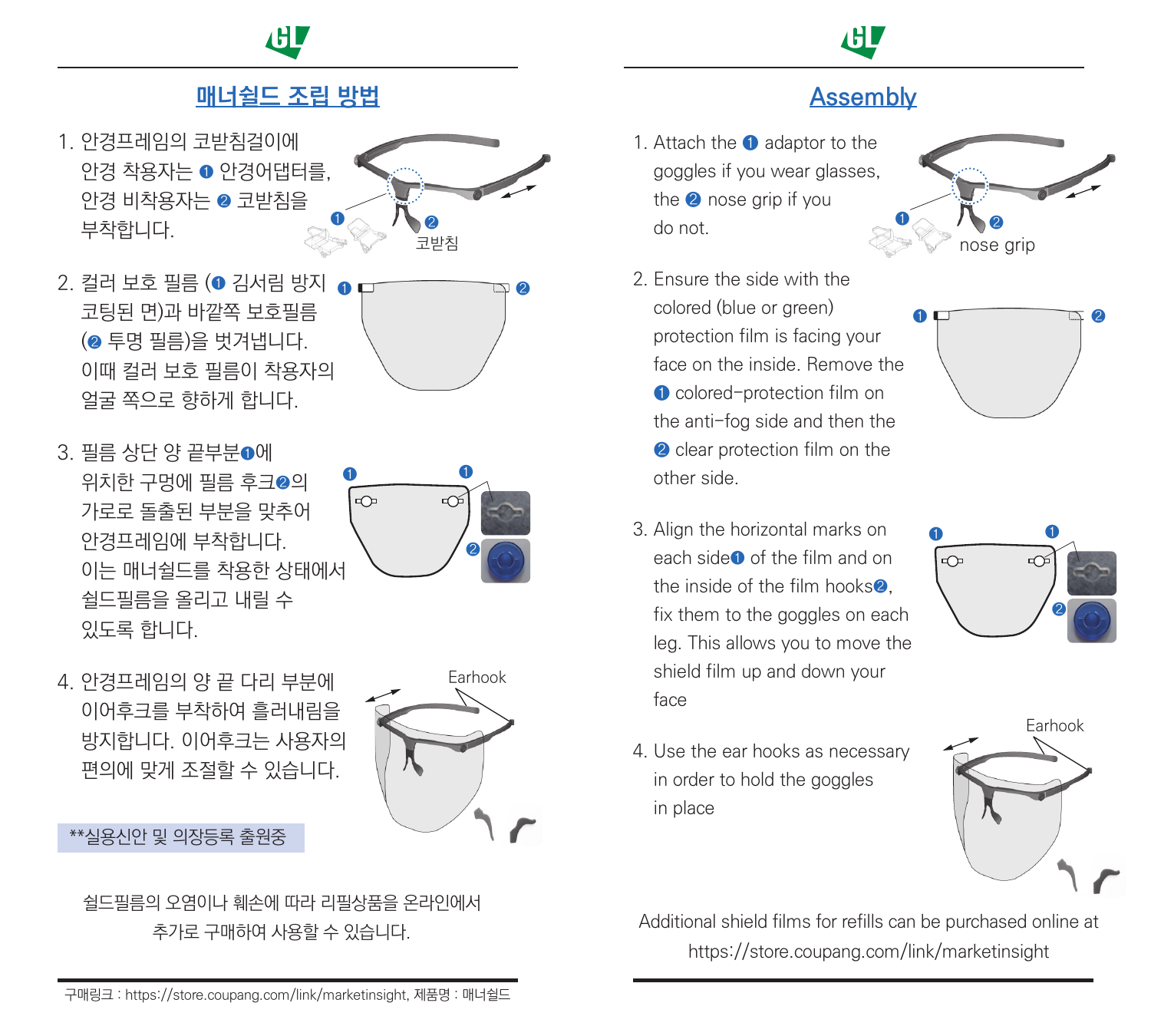## 매너쉴드 조립 방법

1. 안경프레임의 코받침걸이에 안경 착용자는 ❶ 안경어댑터를, 안경 비착용자는 ❷ 코받침을 부착합니다.

   ❶ ❷ 코받침

2. 컬러 보호 필름 (❶ 김서림 방지 코팅된 면)과 바깥쪽 보호필름 (❷ 투명 필름)을 벗겨냅니다. 이때 컬러 보호 필름이 착용자의 얼굴 쪽으로 향하게 합니다.

3. 필름 상단 양 끝부분❶에 위치한 구멍에 필름 후크❷의 가로로 돌출된 부분을 맞추어 안경프레임에 부착합니다. 이는 매너쉴드를 착용한 상태에서 쉴드필름을 올리고 내릴 수 있도록 합니다.

4. 안경프레임의 양 끝 다리 부분에 이어후크를 부착하여 흘러내림을 방지합니다. 이어후크는 사용자의 편의에 맞게 조절할 수 있습니다.

   Earhook

**실용신안 및 의장등록 출원중

쉴드필름의 오염이나 훼손에 따라 리필상품을 온라인에서 추가로 구매하여 사용할 수 있습니다.

구매링크 : https://store.coupang.com/link/marketinsight, 제품명 : 매너쉴드

## Assembly

1. Attach the ❶ adaptor to the goggles if you wear glasses, the ❷ nose grip if you do not.

   ❶ ❷ nose grip

2. Ensure the side with the colored (blue or green) protection film is facing your face on the inside. Remove the ❶ colored-protection film on the anti-fog side and then the ❷ clear protection film on the other side.

3. Align the horizontal marks on each side❶ of the film and on the inside of the film hooks❷, fix them to the goggles on each leg. This allows you to move the shield film up and down your face

4. Use the ear hooks as necessary in order to hold the goggles in place

   Earhook

Additional shield films for refills can be purchased online at https://store.coupang.com/link/marketinsight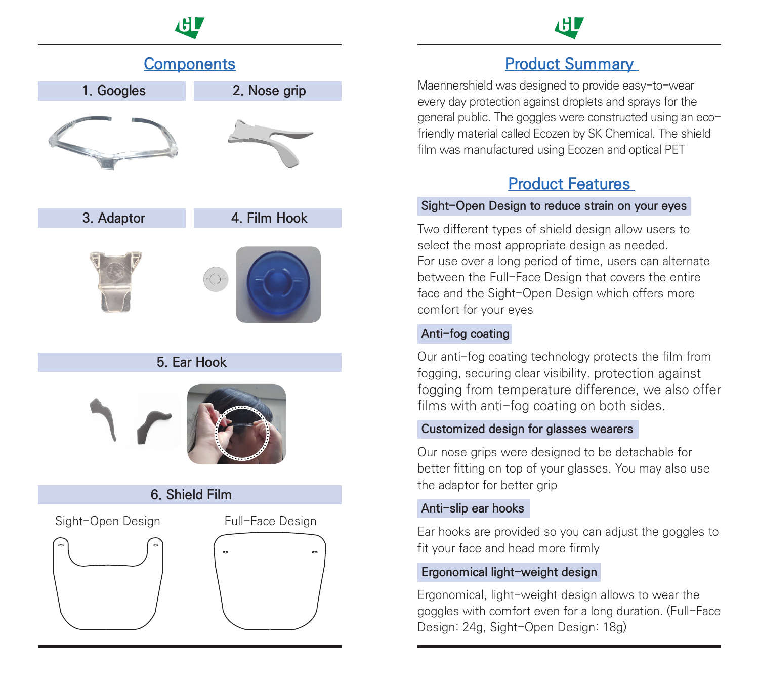## Components

### 1. Googles

### 2. Nose grip

### 3. Adaptor

### 4. Film Hook

### 5. Ear Hook

### 6. Shield Film

Sight-Open Design

Full-Face Design

## Product Summary

Maennershield was designed to provide easy-to-wear every day protection against droplets and sprays for the general public. The goggles were constructed using an eco-friendly material called Ecozen by SK Chemical. The shield film was manufactured using Ecozen and optical PET

## Product Features

### Sight-Open Design to reduce strain on your eyes

Two different types of shield design allow users to select the most appropriate design as needed.
For use over a long period of time, users can alternate between the Full-Face Design that covers the entire face and the Sight-Open Design which offers more comfort for your eyes

### Anti-fog coating

Our anti-fog coating technology protects the film from fogging, securing clear visibility. protection against fogging from temperature difference, we also offer films with anti-fog coating on both sides.

### Customized design for glasses wearers

Our nose grips were designed to be detachable for better fitting on top of your glasses. You may also use the adaptor for better grip

### Anti-slip ear hooks

Ear hooks are provided so you can adjust the goggles to fit your face and head more firmly

### Ergonomical light-weight design

Ergonomical, light-weight design allows to wear the goggles with comfort even for a long duration. (Full-Face Design: 24g, Sight-Open Design: 18g)